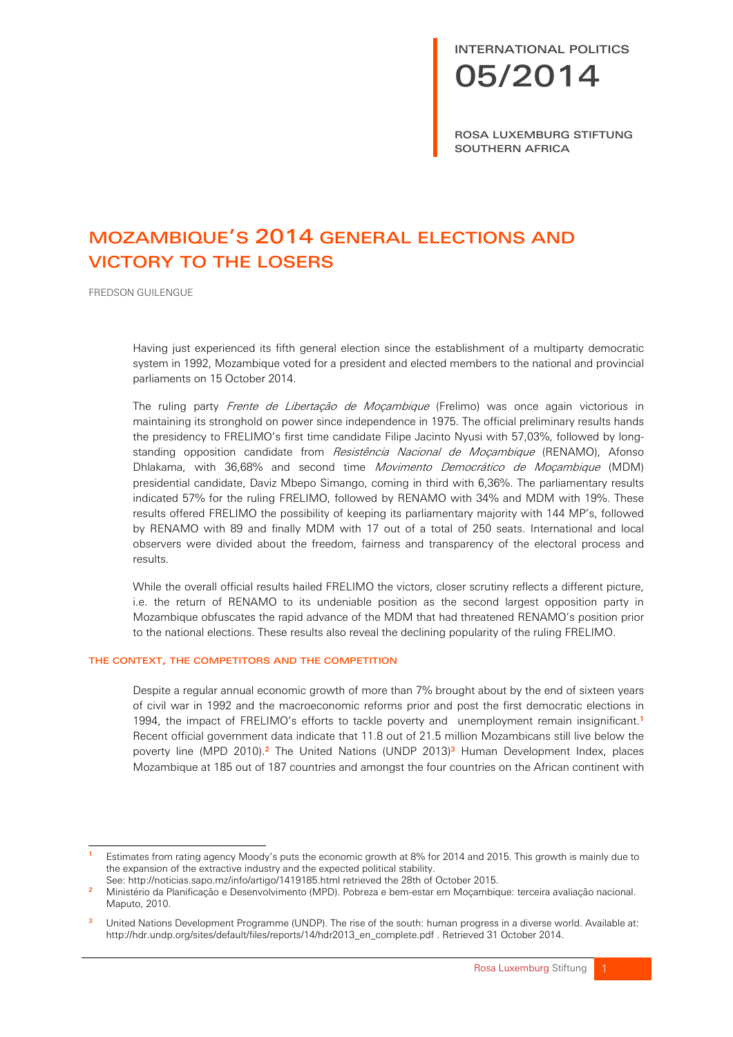INTERNATIONAL POLITICS
05/2014

ROSA LUXEMBURG STIFTUNG
SOUTHERN AFRICA

# MOZAMBIQUE'S 2014 GENERAL ELECTIONS AND VICTORY TO THE LOSERS

FREDSON GUILENGUE

Having just experienced its fifth general election since the establishment of a multiparty democratic system in 1992, Mozambique voted for a president and elected members to the national and provincial parliaments on 15 October 2014.

The ruling party *Frente de Libertação de Moçambique* (Frelimo) was once again victorious in maintaining its stronghold on power since independence in 1975. The official preliminary results hands the presidency to FRELIMO's first time candidate Filipe Jacinto Nyusi with 57,03%, followed by long-standing opposition candidate from *Resistência Nacional de Moçambique* (RENAMO), Afonso Dhlakama, with 36,68% and second time *Movimento Democrático de Moçambique* (MDM) presidential candidate, Daviz Mbepo Simango, coming in third with 6,36%. The parliamentary results indicated 57% for the ruling FRELIMO, followed by RENAMO with 34% and MDM with 19%. These results offered FRELIMO the possibility of keeping its parliamentary majority with 144 MP's, followed by RENAMO with 89 and finally MDM with 17 out of a total of 250 seats. International and local observers were divided about the freedom, fairness and transparency of the electoral process and results.

While the overall official results hailed FRELIMO the victors, closer scrutiny reflects a different picture, i.e. the return of RENAMO to its undeniable position as the second largest opposition party in Mozambique obfuscates the rapid advance of the MDM that had threatened RENAMO's position prior to the national elections. These results also reveal the declining popularity of the ruling FRELIMO.

### THE CONTEXT, THE COMPETITORS AND THE COMPETITION

Despite a regular annual economic growth of more than 7% brought about by the end of sixteen years of civil war in 1992 and the macroeconomic reforms prior and post the first democratic elections in 1994, the impact of FRELIMO's efforts to tackle poverty and unemployment remain insignificant.[1] Recent official government data indicate that 11.8 out of 21.5 million Mozambicans still live below the poverty line (MPD 2010).[2] The United Nations (UNDP 2013)[3] Human Development Index, places Mozambique at 185 out of 187 countries and amongst the four countries on the African continent with

---

[1] Estimates from rating agency Moody's puts the economic growth at 8% for 2014 and 2015. This growth is mainly due to the expansion of the extractive industry and the expected political stability. See: http://noticias.sapo.mz/info/artigo/1419185.html retrieved the 28th of October 2015.

[2] Ministério da Planificação e Desenvolvimento (MPD). Pobreza e bem-estar em Moçambique: terceira avaliação nacional. Maputo, 2010.

[3] United Nations Development Programme (UNDP). The rise of the south: human progress in a diverse world. Available at: http://hdr.undp.org/sites/default/files/reports/14/hdr2013_en_complete.pdf . Retrieved 31 October 2014.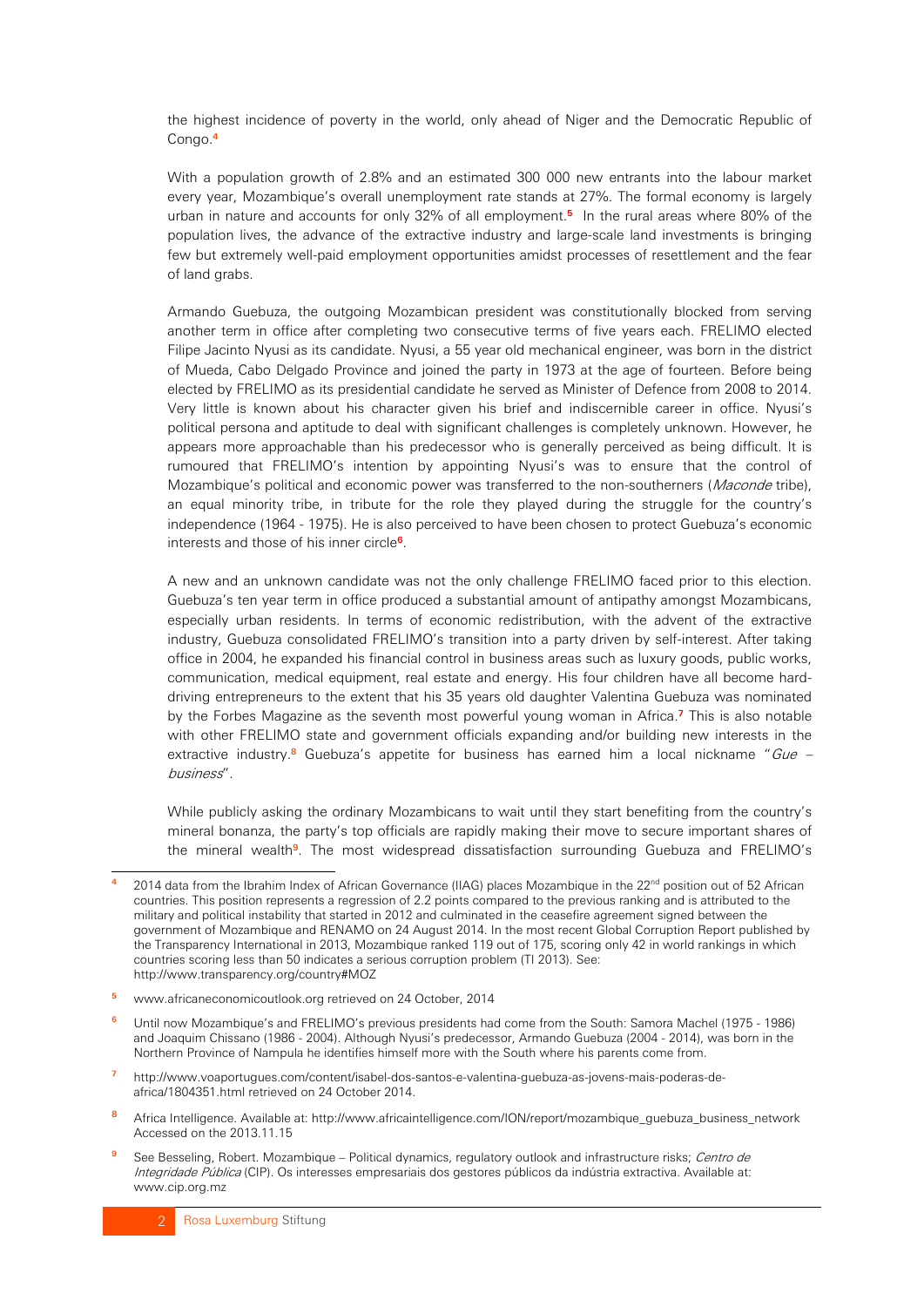the highest incidence of poverty in the world, only ahead of Niger and the Democratic Republic of Congo.[4]

With a population growth of 2.8% and an estimated 300 000 new entrants into the labour market every year, Mozambique's overall unemployment rate stands at 27%. The formal economy is largely urban in nature and accounts for only 32% of all employment.[5] In the rural areas where 80% of the population lives, the advance of the extractive industry and large-scale land investments is bringing few but extremely well-paid employment opportunities amidst processes of resettlement and the fear of land grabs.

Armando Guebuza, the outgoing Mozambican president was constitutionally blocked from serving another term in office after completing two consecutive terms of five years each. FRELIMO elected Filipe Jacinto Nyusi as its candidate. Nyusi, a 55 year old mechanical engineer, was born in the district of Mueda, Cabo Delgado Province and joined the party in 1973 at the age of fourteen. Before being elected by FRELIMO as its presidential candidate he served as Minister of Defence from 2008 to 2014. Very little is known about his character given his brief and indiscernible career in office. Nyusi's political persona and aptitude to deal with significant challenges is completely unknown. However, he appears more approachable than his predecessor who is generally perceived as being difficult. It is rumoured that FRELIMO's intention by appointing Nyusi's was to ensure that the control of Mozambique's political and economic power was transferred to the non-southerners (*Maconde* tribe), an equal minority tribe, in tribute for the role they played during the struggle for the country's independence (1964 - 1975). He is also perceived to have been chosen to protect Guebuza's economic interests and those of his inner circle[6].

A new and an unknown candidate was not the only challenge FRELIMO faced prior to this election. Guebuza's ten year term in office produced a substantial amount of antipathy amongst Mozambicans, especially urban residents. In terms of economic redistribution, with the advent of the extractive industry, Guebuza consolidated FRELIMO's transition into a party driven by self-interest. After taking office in 2004, he expanded his financial control in business areas such as luxury goods, public works, communication, medical equipment, real estate and energy. His four children have all become hard-driving entrepreneurs to the extent that his 35 years old daughter Valentina Guebuza was nominated by the Forbes Magazine as the seventh most powerful young woman in Africa.[7] This is also notable with other FRELIMO state and government officials expanding and/or building new interests in the extractive industry.[8] Guebuza's appetite for business has earned him a local nickname "*Gue – business*".

While publicly asking the ordinary Mozambicans to wait until they start benefiting from the country's mineral bonanza, the party's top officials are rapidly making their move to secure important shares of the mineral wealth[9]. The most widespread dissatisfaction surrounding Guebuza and FRELIMO's

---

[4] 2014 data from the Ibrahim Index of African Governance (IIAG) places Mozambique in the 22nd position out of 52 African countries. This position represents a regression of 2.2 points compared to the previous ranking and is attributed to the military and political instability that started in 2012 and culminated in the ceasefire agreement signed between the government of Mozambique and RENAMO on 24 August 2014. In the most recent Global Corruption Report published by the Transparency International in 2013, Mozambique ranked 119 out of 175, scoring only 42 in world rankings in which countries scoring less than 50 indicates a serious corruption problem (TI 2013). See: http://www.transparency.org/country#MOZ

[5] www.africaneconomicoutlook.org retrieved on 24 October, 2014

[6] Until now Mozambique's and FRELIMO's previous presidents had come from the South: Samora Machel (1975 - 1986) and Joaquim Chissano (1986 - 2004). Although Nyusi's predecessor, Armando Guebuza (2004 - 2014), was born in the Northern Province of Nampula he identifies himself more with the South where his parents come from.

[7] http://www.voaportugues.com/content/isabel-dos-santos-e-valentina-guebuza-as-jovens-mais-poderas-de-africa/1804351.html retrieved on 24 October 2014.

[8] Africa Intelligence. Available at: http://www.africaintelligence.com/ION/report/mozambique_guebuza_business_network Accessed on the 2013.11.15

[9] See Besseling, Robert. Mozambique – Political dynamics, regulatory outlook and infrastructure risks; *Centro de Integridade Pública* (CIP). Os interesses empresariais dos gestores públicos da indústria extractiva. Available at: www.cip.org.mz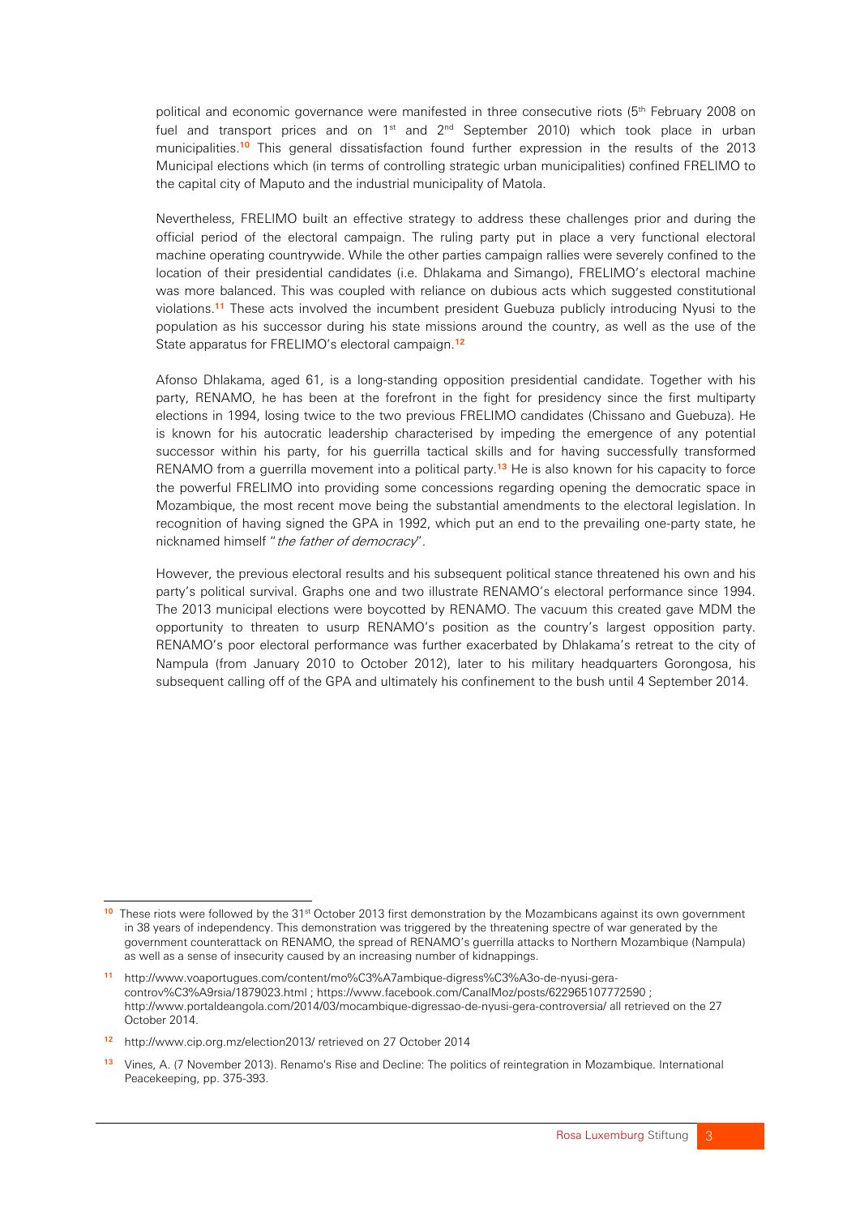political and economic governance were manifested in three consecutive riots (5th February 2008 on fuel and transport prices and on 1st and 2nd September 2010) which took place in urban municipalities.[10] This general dissatisfaction found further expression in the results of the 2013 Municipal elections which (in terms of controlling strategic urban municipalities) confined FRELIMO to the capital city of Maputo and the industrial municipality of Matola.

Nevertheless, FRELIMO built an effective strategy to address these challenges prior and during the official period of the electoral campaign. The ruling party put in place a very functional electoral machine operating countrywide. While the other parties campaign rallies were severely confined to the location of their presidential candidates (i.e. Dhlakama and Simango), FRELIMO's electoral machine was more balanced. This was coupled with reliance on dubious acts which suggested constitutional violations.[11] These acts involved the incumbent president Guebuza publicly introducing Nyusi to the population as his successor during his state missions around the country, as well as the use of the State apparatus for FRELIMO's electoral campaign.[12]

Afonso Dhlakama, aged 61, is a long-standing opposition presidential candidate. Together with his party, RENAMO, he has been at the forefront in the fight for presidency since the first multiparty elections in 1994, losing twice to the two previous FRELIMO candidates (Chissano and Guebuza). He is known for his autocratic leadership characterised by impeding the emergence of any potential successor within his party, for his guerrilla tactical skills and for having successfully transformed RENAMO from a guerrilla movement into a political party.[13] He is also known for his capacity to force the powerful FRELIMO into providing some concessions regarding opening the democratic space in Mozambique, the most recent move being the substantial amendments to the electoral legislation. In recognition of having signed the GPA in 1992, which put an end to the prevailing one-party state, he nicknamed himself "*the father of democracy*".

However, the previous electoral results and his subsequent political stance threatened his own and his party's political survival. Graphs one and two illustrate RENAMO's electoral performance since 1994. The 2013 municipal elections were boycotted by RENAMO. The vacuum this created gave MDM the opportunity to threaten to usurp RENAMO's position as the country's largest opposition party. RENAMO's poor electoral performance was further exacerbated by Dhlakama's retreat to the city of Nampula (from January 2010 to October 2012), later to his military headquarters Gorongosa, his subsequent calling off of the GPA and ultimately his confinement to the bush until 4 September 2014.

---

[10] These riots were followed by the 31st October 2013 first demonstration by the Mozambicans against its own government in 38 years of independency. This demonstration was triggered by the threatening spectre of war generated by the government counterattack on RENAMO, the spread of RENAMO's guerrilla attacks to Northern Mozambique (Nampula) as well as a sense of insecurity caused by an increasing number of kidnappings.

[11] http://www.voaportugues.com/content/mo%C3%A7ambique-digress%C3%A3o-de-nyusi-gera-controv%C3%A9rsia/1879023.html ; https://www.facebook.com/CanalMoz/posts/622965107772590 ; http://www.portaldeangola.com/2014/03/mocambique-digressao-de-nyusi-gera-controversia/ all retrieved on the 27 October 2014.

[12] http://www.cip.org.mz/election2013/ retrieved on 27 October 2014

[13] Vines, A. (7 November 2013). Renamo's Rise and Decline: The politics of reintegration in Mozambique. International Peacekeeping, pp. 375-393.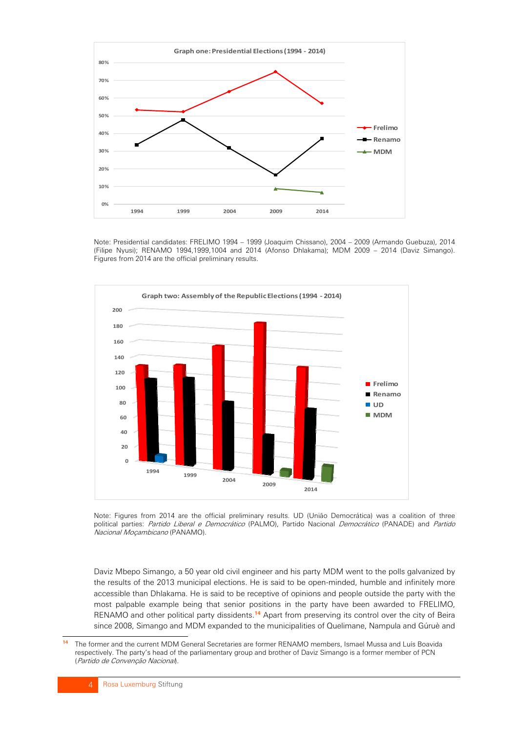Graph one: Presidential Elections (1994 - 2014)

Note: Presidential candidates: FRELIMO 1994 – 1999 (Joaquim Chissano), 2004 – 2009 (Armando Guebuza), 2014 (Filipe Nyusi); RENAMO 1994,1999,1004 and 2014 (Afonso Dhlakama); MDM 2009 – 2014 (Daviz Simango). Figures from 2014 are the official preliminary results.

Graph two: Assembly of the Republic Elections (1994 - 2014)

Note: Figures from 2014 are the official preliminary results. UD (União Democrática) was a coalition of three political parties: *Partido Liberal e Democrático* (PALMO), Partido Nacional *Democrático* (PANADE) and *Partido Nacional Moçambicano* (PANAMO).

Daviz Mbepo Simango, a 50 year old civil engineer and his party MDM went to the polls galvanized by the results of the 2013 municipal elections. He is said to be open-minded, humble and infinitely more accessible than Dhlakama. He is said to be receptive of opinions and people outside the party with the most palpable example being that senior positions in the party have been awarded to FRELIMO, RENAMO and other political party dissidents.[14] Apart from preserving its control over the city of Beira since 2008, Simango and MDM expanded to the municipalities of Quelimane, Nampula and Gúruè and

[14] The former and the current MDM General Secretaries are former RENAMO members, Ismael Mussa and Luís Boavida respectively. The party's head of the parliamentary group and brother of Daviz Simango is a former member of PCN (*Partido de Convenção Nacional*).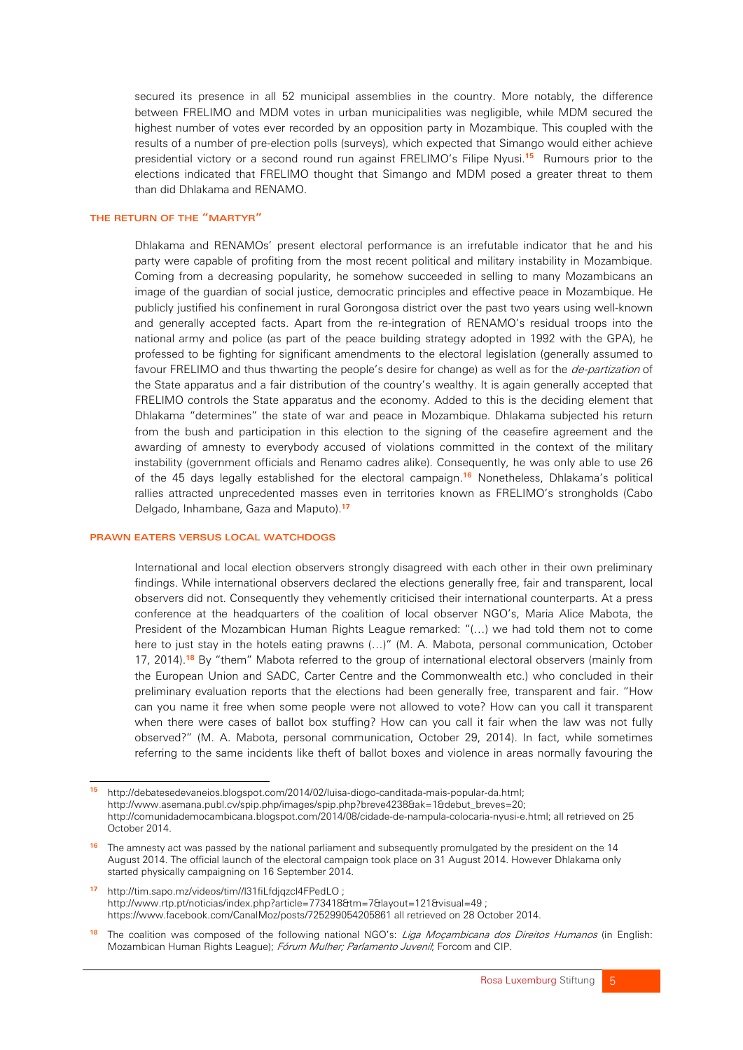secured its presence in all 52 municipal assemblies in the country. More notably, the difference between FRELIMO and MDM votes in urban municipalities was negligible, while MDM secured the highest number of votes ever recorded by an opposition party in Mozambique. This coupled with the results of a number of pre-election polls (surveys), which expected that Simango would either achieve presidential victory or a second round run against FRELIMO's Filipe Nyusi.[15] Rumours prior to the elections indicated that FRELIMO thought that Simango and MDM posed a greater threat to them than did Dhlakama and RENAMO.

## THE RETURN OF THE "MARTYR"

Dhlakama and RENAMOs' present electoral performance is an irrefutable indicator that he and his party were capable of profiting from the most recent political and military instability in Mozambique. Coming from a decreasing popularity, he somehow succeeded in selling to many Mozambicans an image of the guardian of social justice, democratic principles and effective peace in Mozambique. He publicly justified his confinement in rural Gorongosa district over the past two years using well-known and generally accepted facts. Apart from the re-integration of RENAMO's residual troops into the national army and police (as part of the peace building strategy adopted in 1992 with the GPA), he professed to be fighting for significant amendments to the electoral legislation (generally assumed to favour FRELIMO and thus thwarting the people's desire for change) as well as for the *de-partization* of the State apparatus and a fair distribution of the country's wealthy. It is again generally accepted that FRELIMO controls the State apparatus and the economy. Added to this is the deciding element that Dhlakama "determines" the state of war and peace in Mozambique. Dhlakama subjected his return from the bush and participation in this election to the signing of the ceasefire agreement and the awarding of amnesty to everybody accused of violations committed in the context of the military instability (government officials and Renamo cadres alike). Consequently, he was only able to use 26 of the 45 days legally established for the electoral campaign.[16] Nonetheless, Dhlakama's political rallies attracted unprecedented masses even in territories known as FRELIMO's strongholds (Cabo Delgado, Inhambane, Gaza and Maputo).[17]

## PRAWN EATERS VERSUS LOCAL WATCHDOGS

International and local election observers strongly disagreed with each other in their own preliminary findings. While international observers declared the elections generally free, fair and transparent, local observers did not. Consequently they vehemently criticised their international counterparts. At a press conference at the headquarters of the coalition of local observer NGO's, Maria Alice Mabota, the President of the Mozambican Human Rights League remarked: "(…) we had told them not to come here to just stay in the hotels eating prawns (…)" (M. A. Mabota, personal communication, October 17, 2014).[18] By "them" Mabota referred to the group of international electoral observers (mainly from the European Union and SADC, Carter Centre and the Commonwealth etc.) who concluded in their preliminary evaluation reports that the elections had been generally free, transparent and fair. "How can you name it free when some people were not allowed to vote? How can you call it transparent when there were cases of ballot box stuffing? How can you call it fair when the law was not fully observed?" (M. A. Mabota, personal communication, October 29, 2014). In fact, while sometimes referring to the same incidents like theft of ballot boxes and violence in areas normally favouring the

---

[15] http://debatesedevaneios.blogspot.com/2014/02/luisa-diogo-canditada-mais-popular-da.html; http://www.asemana.publ.cv/spip.php/images/spip.php?breve4238&ak=1&debut_breves=20; http://comunidademocambicana.blogspot.com/2014/08/cidade-de-nampula-colocaria-nyusi-e.html; all retrieved on 25 October 2014.

[16] The amnesty act was passed by the national parliament and subsequently promulgated by the president on the 14 August 2014. The official launch of the electoral campaign took place on 31 August 2014. However Dhlakama only started physically campaigning on 16 September 2014.

[17] http://tim.sapo.mz/videos/tim//l31fiLfdjqzcl4FPedLO ; http://www.rtp.pt/noticias/index.php?article=773418&tm=7&layout=121&visual=49 ; https://www.facebook.com/CanalMoz/posts/725299054205861 all retrieved on 28 October 2014.

[18] The coalition was composed of the following national NGO's: *Liga Moçambicana dos Direitos Humanos* (in English: Mozambican Human Rights League); *Fórum Mulher; Parlamento Juvenil*; Forcom and CIP.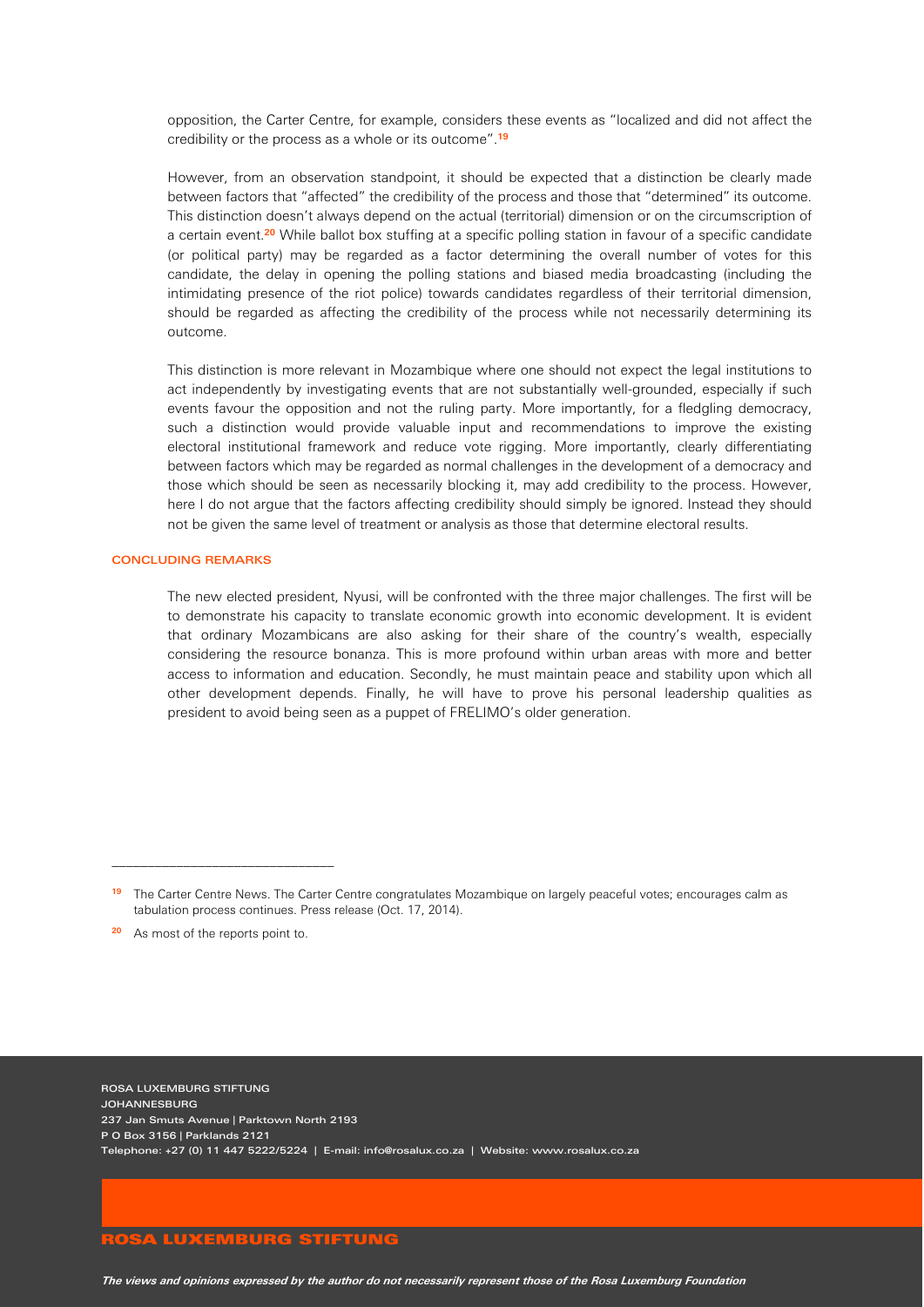opposition, the Carter Centre, for example, considers these events as "localized and did not affect the credibility or the process as a whole or its outcome".[19]

However, from an observation standpoint, it should be expected that a distinction be clearly made between factors that "affected" the credibility of the process and those that "determined" its outcome. This distinction doesn't always depend on the actual (territorial) dimension or on the circumscription of a certain event.[20] While ballot box stuffing at a specific polling station in favour of a specific candidate (or political party) may be regarded as a factor determining the overall number of votes for this candidate, the delay in opening the polling stations and biased media broadcasting (including the intimidating presence of the riot police) towards candidates regardless of their territorial dimension, should be regarded as affecting the credibility of the process while not necessarily determining its outcome.

This distinction is more relevant in Mozambique where one should not expect the legal institutions to act independently by investigating events that are not substantially well-grounded, especially if such events favour the opposition and not the ruling party. More importantly, for a fledgling democracy, such a distinction would provide valuable input and recommendations to improve the existing electoral institutional framework and reduce vote rigging. More importantly, clearly differentiating between factors which may be regarded as normal challenges in the development of a democracy and those which should be seen as necessarily blocking it, may add credibility to the process. However, here I do not argue that the factors affecting credibility should simply be ignored. Instead they should not be given the same level of treatment or analysis as those that determine electoral results.

## CONCLUDING REMARKS

The new elected president, Nyusi, will be confronted with the three major challenges. The first will be to demonstrate his capacity to translate economic growth into economic development. It is evident that ordinary Mozambicans are also asking for their share of the country's wealth, especially considering the resource bonanza. This is more profound within urban areas with more and better access to information and education. Secondly, he must maintain peace and stability upon which all other development depends. Finally, he will have to prove his personal leadership qualities as president to avoid being seen as a puppet of FRELIMO's older generation.

---

[19] The Carter Centre News. The Carter Centre congratulates Mozambique on largely peaceful votes; encourages calm as tabulation process continues. Press release (Oct. 17, 2014).

[20] As most of the reports point to.

ROSA LUXEMBURG STIFTUNG
JOHANNESBURG
237 Jan Smuts Avenue | Parktown North 2193
P O Box 3156 | Parklands 2121
Telephone: +27 (0) 11 447 5222/5224 | E-mail: info@rosalux.co.za | Website: www.rosalux.co.za

**ROSA LUXEMBURG STIFTUNG**

***The views and opinions expressed by the author do not necessarily represent those of the Rosa Luxemburg Foundation***